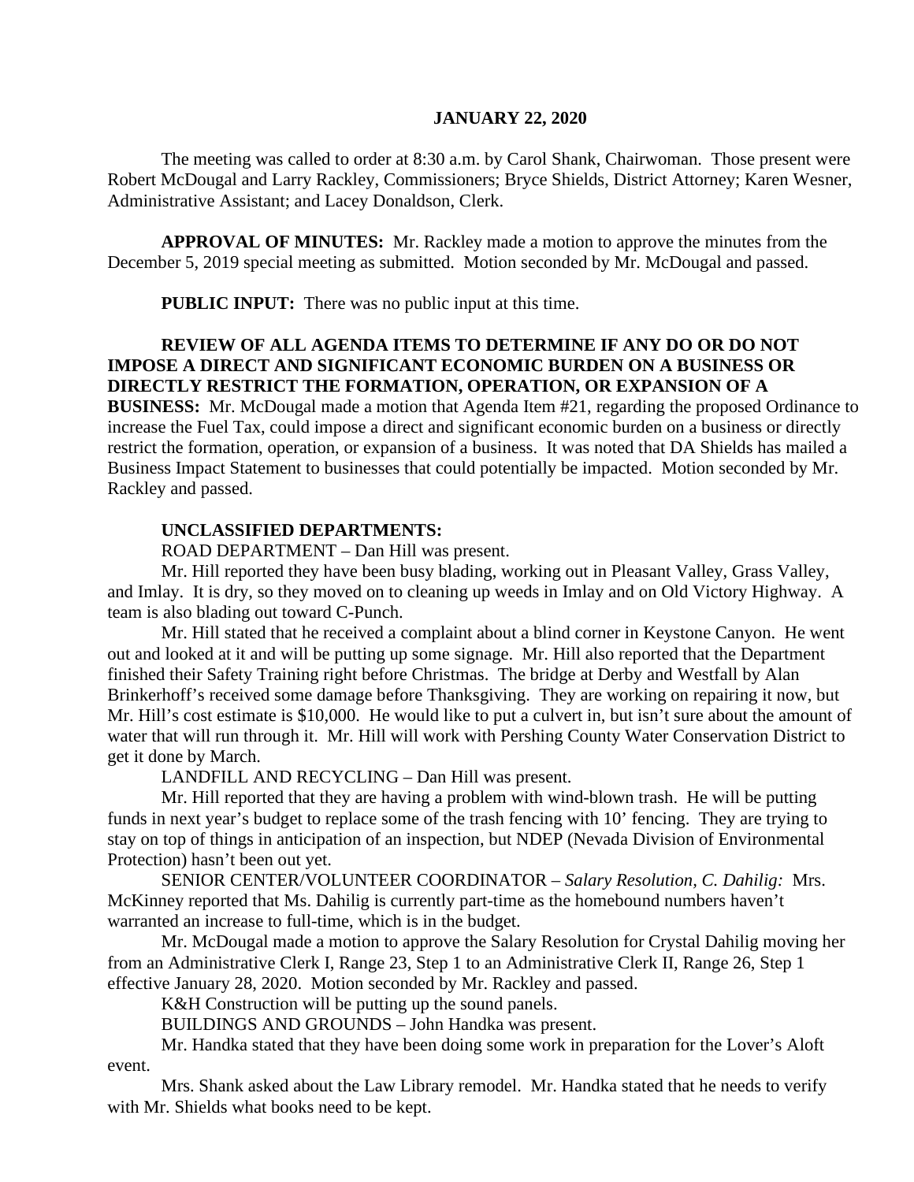**JANUARY 22, 2020**

The meeting was called to order at 8:30 a.m. by Carol Shank, Chairwoman. Those present were Robert McDougal and Larry Rackley, Commissioners; Bryce Shields, District Attorney; Karen Wesner, Administrative Assistant; and Lacey Donaldson, Clerk.

**APPROVAL OF MINUTES:** Mr. Rackley made a motion to approve the minutes from the December 5, 2019 special meeting as submitted. Motion seconded by Mr. McDougal and passed.

**PUBLIC INPUT:** There was no public input at this time.

**REVIEW OF ALL AGENDA ITEMS TO DETERMINE IF ANY DO OR DO NOT IMPOSE A DIRECT AND SIGNIFICANT ECONOMIC BURDEN ON A BUSINESS OR DIRECTLY RESTRICT THE FORMATION, OPERATION, OR EXPANSION OF A BUSINESS:** Mr. McDougal made a motion that Agenda Item #21, regarding the proposed Ordinance to increase the Fuel Tax, could impose a direct and significant economic burden on a business or directly restrict the formation, operation, or expansion of a business. It was noted that DA Shields has mailed a Business Impact Statement to businesses that could potentially be impacted. Motion seconded by Mr. Rackley and passed.

**UNCLASSIFIED DEPARTMENTS:**

ROAD DEPARTMENT – Dan Hill was present.

Mr. Hill reported they have been busy blading, working out in Pleasant Valley, Grass Valley, and Imlay. It is dry, so they moved on to cleaning up weeds in Imlay and on Old Victory Highway. A team is also blading out toward C-Punch.

Mr. Hill stated that he received a complaint about a blind corner in Keystone Canyon. He went out and looked at it and will be putting up some signage. Mr. Hill also reported that the Department finished their Safety Training right before Christmas. The bridge at Derby and Westfall by Alan Brinkerhoff's received some damage before Thanksgiving. They are working on repairing it now, but Mr. Hill's cost estimate is $10,000. He would like to put a culvert in, but isn't sure about the amount of water that will run through it. Mr. Hill will work with Pershing County Water Conservation District to get it done by March.

LANDFILL AND RECYCLING – Dan Hill was present.

Mr. Hill reported that they are having a problem with wind-blown trash. He will be putting funds in next year's budget to replace some of the trash fencing with 10' fencing. They are trying to stay on top of things in anticipation of an inspection, but NDEP (Nevada Division of Environmental Protection) hasn't been out yet.

SENIOR CENTER/VOLUNTEER COORDINATOR – *Salary Resolution, C. Dahilig:* Mrs. McKinney reported that Ms. Dahilig is currently part-time as the homebound numbers haven't warranted an increase to full-time, which is in the budget.

Mr. McDougal made a motion to approve the Salary Resolution for Crystal Dahilig moving her from an Administrative Clerk I, Range 23, Step 1 to an Administrative Clerk II, Range 26, Step 1 effective January 28, 2020. Motion seconded by Mr. Rackley and passed.

K&H Construction will be putting up the sound panels.

BUILDINGS AND GROUNDS – John Handka was present.

Mr. Handka stated that they have been doing some work in preparation for the Lover's Aloft event.

Mrs. Shank asked about the Law Library remodel. Mr. Handka stated that he needs to verify with Mr. Shields what books need to be kept.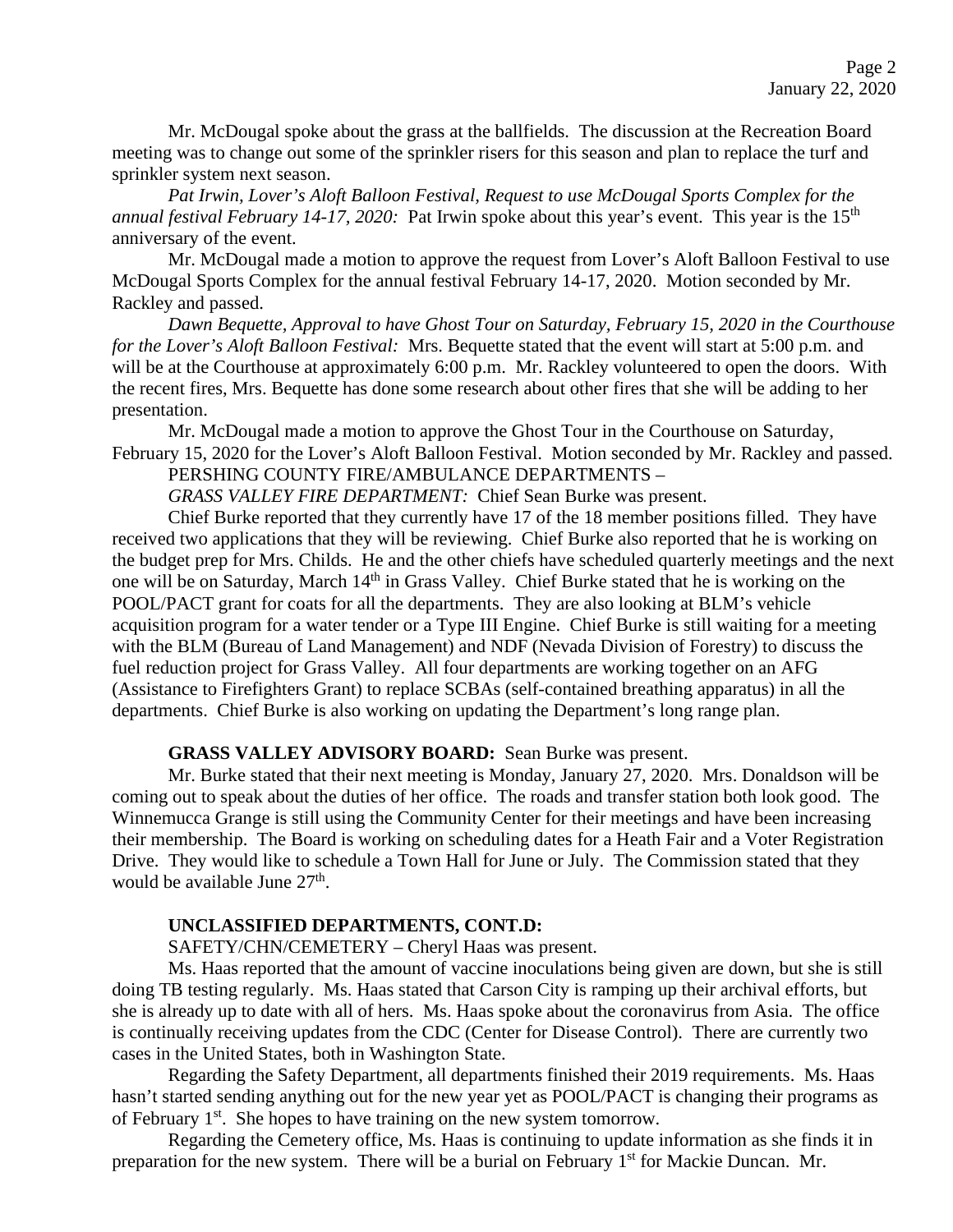Mr. McDougal spoke about the grass at the ballfields. The discussion at the Recreation Board meeting was to change out some of the sprinkler risers for this season and plan to replace the turf and sprinkler system next season.

*Pat Irwin, Lover's Aloft Balloon Festival, Request to use McDougal Sports Complex for the annual festival February 14-17, 2020:* Pat Irwin spoke about this year's event. This year is the 15th anniversary of the event.

Mr. McDougal made a motion to approve the request from Lover's Aloft Balloon Festival to use McDougal Sports Complex for the annual festival February 14-17, 2020. Motion seconded by Mr. Rackley and passed.

*Dawn Bequette, Approval to have Ghost Tour on Saturday, February 15, 2020 in the Courthouse for the Lover's Aloft Balloon Festival:* Mrs. Bequette stated that the event will start at 5:00 p.m. and will be at the Courthouse at approximately 6:00 p.m. Mr. Rackley volunteered to open the doors. With the recent fires, Mrs. Bequette has done some research about other fires that she will be adding to her presentation.

Mr. McDougal made a motion to approve the Ghost Tour in the Courthouse on Saturday, February 15, 2020 for the Lover's Aloft Balloon Festival. Motion seconded by Mr. Rackley and passed.

PERSHING COUNTY FIRE/AMBULANCE DEPARTMENTS –

*GRASS VALLEY FIRE DEPARTMENT:* Chief Sean Burke was present.

Chief Burke reported that they currently have 17 of the 18 member positions filled. They have received two applications that they will be reviewing. Chief Burke also reported that he is working on the budget prep for Mrs. Childs. He and the other chiefs have scheduled quarterly meetings and the next one will be on Saturday, March 14th in Grass Valley. Chief Burke stated that he is working on the POOL/PACT grant for coats for all the departments. They are also looking at BLM's vehicle acquisition program for a water tender or a Type III Engine. Chief Burke is still waiting for a meeting with the BLM (Bureau of Land Management) and NDF (Nevada Division of Forestry) to discuss the fuel reduction project for Grass Valley. All four departments are working together on an AFG (Assistance to Firefighters Grant) to replace SCBAs (self-contained breathing apparatus) in all the departments. Chief Burke is also working on updating the Department's long range plan.

**GRASS VALLEY ADVISORY BOARD:** Sean Burke was present.

Mr. Burke stated that their next meeting is Monday, January 27, 2020. Mrs. Donaldson will be coming out to speak about the duties of her office. The roads and transfer station both look good. The Winnemucca Grange is still using the Community Center for their meetings and have been increasing their membership. The Board is working on scheduling dates for a Heath Fair and a Voter Registration Drive. They would like to schedule a Town Hall for June or July. The Commission stated that they would be available June 27th.

**UNCLASSIFIED DEPARTMENTS, CONT.D:**

SAFETY/CHN/CEMETERY – Cheryl Haas was present.

Ms. Haas reported that the amount of vaccine inoculations being given are down, but she is still doing TB testing regularly. Ms. Haas stated that Carson City is ramping up their archival efforts, but she is already up to date with all of hers. Ms. Haas spoke about the coronavirus from Asia. The office is continually receiving updates from the CDC (Center for Disease Control). There are currently two cases in the United States, both in Washington State.

Regarding the Safety Department, all departments finished their 2019 requirements. Ms. Haas hasn't started sending anything out for the new year yet as POOL/PACT is changing their programs as of February 1st. She hopes to have training on the new system tomorrow.

Regarding the Cemetery office, Ms. Haas is continuing to update information as she finds it in preparation for the new system. There will be a burial on February 1st for Mackie Duncan. Mr.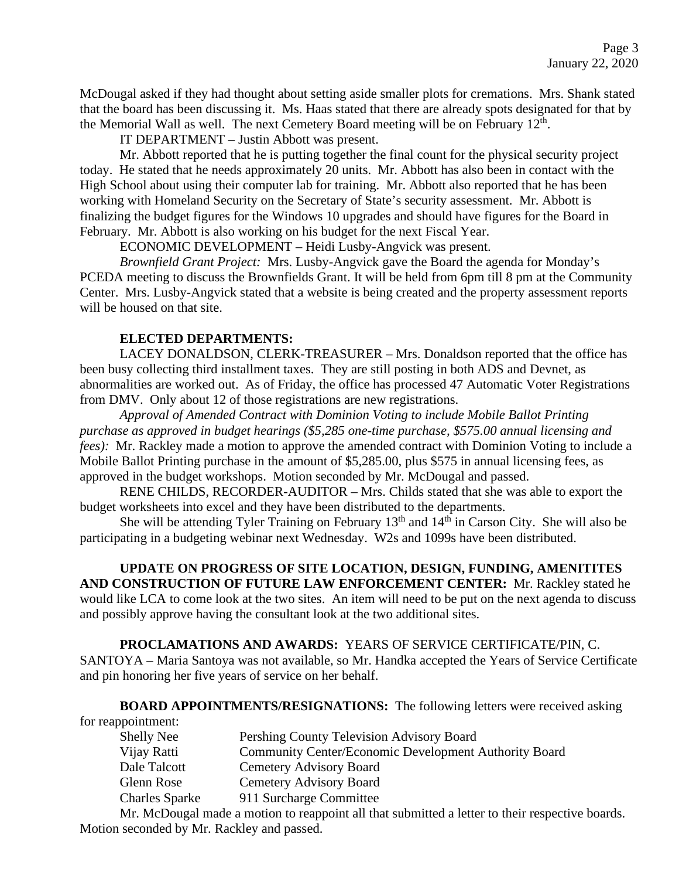McDougal asked if they had thought about setting aside smaller plots for cremations. Mrs. Shank stated that the board has been discussing it. Ms. Haas stated that there are already spots designated for that by the Memorial Wall as well. The next Cemetery Board meeting will be on February 12th.

IT DEPARTMENT – Justin Abbott was present.

Mr. Abbott reported that he is putting together the final count for the physical security project today. He stated that he needs approximately 20 units. Mr. Abbott has also been in contact with the High School about using their computer lab for training. Mr. Abbott also reported that he has been working with Homeland Security on the Secretary of State's security assessment. Mr. Abbott is finalizing the budget figures for the Windows 10 upgrades and should have figures for the Board in February. Mr. Abbott is also working on his budget for the next Fiscal Year.

ECONOMIC DEVELOPMENT – Heidi Lusby-Angvick was present.

*Brownfield Grant Project:* Mrs. Lusby-Angvick gave the Board the agenda for Monday's PCEDA meeting to discuss the Brownfields Grant. It will be held from 6pm till 8 pm at the Community Center. Mrs. Lusby-Angvick stated that a website is being created and the property assessment reports will be housed on that site.

**ELECTED DEPARTMENTS:**

LACEY DONALDSON, CLERK-TREASURER – Mrs. Donaldson reported that the office has been busy collecting third installment taxes. They are still posting in both ADS and Devnet, as abnormalities are worked out. As of Friday, the office has processed 47 Automatic Voter Registrations from DMV. Only about 12 of those registrations are new registrations.

*Approval of Amended Contract with Dominion Voting to include Mobile Ballot Printing purchase as approved in budget hearings ($5,285 one-time purchase, $575.00 annual licensing and fees):* Mr. Rackley made a motion to approve the amended contract with Dominion Voting to include a Mobile Ballot Printing purchase in the amount of $5,285.00, plus $575 in annual licensing fees, as approved in the budget workshops. Motion seconded by Mr. McDougal and passed.

RENE CHILDS, RECORDER-AUDITOR – Mrs. Childs stated that she was able to export the budget worksheets into excel and they have been distributed to the departments.

She will be attending Tyler Training on February 13th and 14th in Carson City. She will also be participating in a budgeting webinar next Wednesday. W2s and 1099s have been distributed.

**UPDATE ON PROGRESS OF SITE LOCATION, DESIGN, FUNDING, AMENITITES AND CONSTRUCTION OF FUTURE LAW ENFORCEMENT CENTER:** Mr. Rackley stated he would like LCA to come look at the two sites. An item will need to be put on the next agenda to discuss and possibly approve having the consultant look at the two additional sites.

**PROCLAMATIONS AND AWARDS:** YEARS OF SERVICE CERTIFICATE/PIN, C. SANTOYA – Maria Santoya was not available, so Mr. Handka accepted the Years of Service Certificate and pin honoring her five years of service on her behalf.

**BOARD APPOINTMENTS/RESIGNATIONS:** The following letters were received asking for reappointment:

| | |
|---|---|
| Shelly Nee | Pershing County Television Advisory Board |
| Vijay Ratti | Community Center/Economic Development Authority Board |
| Dale Talcott | Cemetery Advisory Board |
| Glenn Rose | Cemetery Advisory Board |
| Charles Sparke | 911 Surcharge Committee |

Mr. McDougal made a motion to reappoint all that submitted a letter to their respective boards. Motion seconded by Mr. Rackley and passed.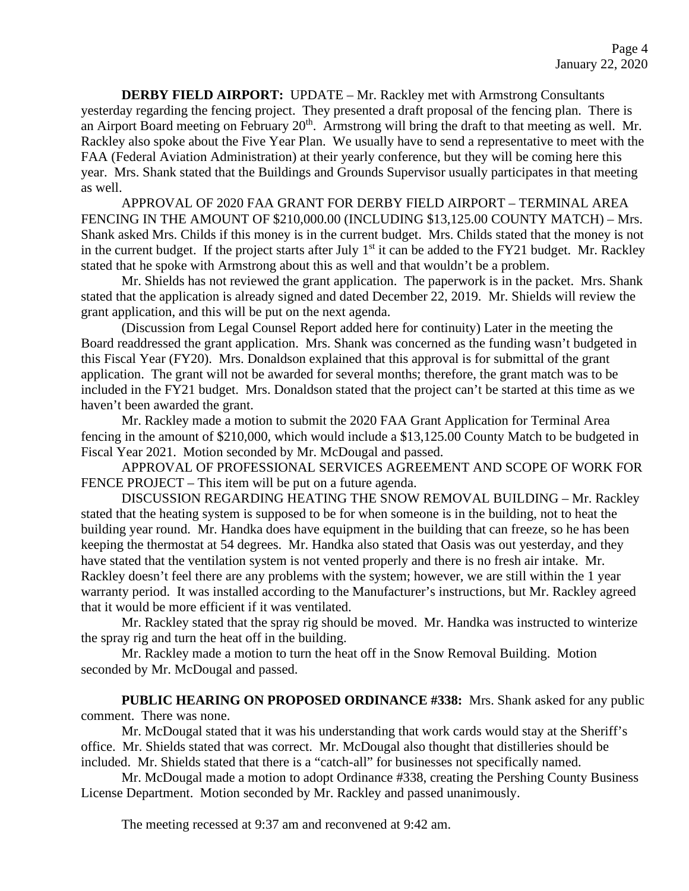**DERBY FIELD AIRPORT:** UPDATE – Mr. Rackley met with Armstrong Consultants yesterday regarding the fencing project. They presented a draft proposal of the fencing plan. There is an Airport Board meeting on February 20th. Armstrong will bring the draft to that meeting as well. Mr. Rackley also spoke about the Five Year Plan. We usually have to send a representative to meet with the FAA (Federal Aviation Administration) at their yearly conference, but they will be coming here this year. Mrs. Shank stated that the Buildings and Grounds Supervisor usually participates in that meeting as well.

APPROVAL OF 2020 FAA GRANT FOR DERBY FIELD AIRPORT – TERMINAL AREA FENCING IN THE AMOUNT OF $210,000.00 (INCLUDING $13,125.00 COUNTY MATCH) – Mrs. Shank asked Mrs. Childs if this money is in the current budget. Mrs. Childs stated that the money is not in the current budget. If the project starts after July 1st it can be added to the FY21 budget. Mr. Rackley stated that he spoke with Armstrong about this as well and that wouldn't be a problem.

Mr. Shields has not reviewed the grant application. The paperwork is in the packet. Mrs. Shank stated that the application is already signed and dated December 22, 2019. Mr. Shields will review the grant application, and this will be put on the next agenda.

(Discussion from Legal Counsel Report added here for continuity) Later in the meeting the Board readdressed the grant application. Mrs. Shank was concerned as the funding wasn't budgeted in this Fiscal Year (FY20). Mrs. Donaldson explained that this approval is for submittal of the grant application. The grant will not be awarded for several months; therefore, the grant match was to be included in the FY21 budget. Mrs. Donaldson stated that the project can't be started at this time as we haven't been awarded the grant.

Mr. Rackley made a motion to submit the 2020 FAA Grant Application for Terminal Area fencing in the amount of $210,000, which would include a $13,125.00 County Match to be budgeted in Fiscal Year 2021. Motion seconded by Mr. McDougal and passed.

APPROVAL OF PROFESSIONAL SERVICES AGREEMENT AND SCOPE OF WORK FOR FENCE PROJECT – This item will be put on a future agenda.

DISCUSSION REGARDING HEATING THE SNOW REMOVAL BUILDING – Mr. Rackley stated that the heating system is supposed to be for when someone is in the building, not to heat the building year round. Mr. Handka does have equipment in the building that can freeze, so he has been keeping the thermostat at 54 degrees. Mr. Handka also stated that Oasis was out yesterday, and they have stated that the ventilation system is not vented properly and there is no fresh air intake. Mr. Rackley doesn't feel there are any problems with the system; however, we are still within the 1 year warranty period. It was installed according to the Manufacturer's instructions, but Mr. Rackley agreed that it would be more efficient if it was ventilated.

Mr. Rackley stated that the spray rig should be moved. Mr. Handka was instructed to winterize the spray rig and turn the heat off in the building.

Mr. Rackley made a motion to turn the heat off in the Snow Removal Building. Motion seconded by Mr. McDougal and passed.

**PUBLIC HEARING ON PROPOSED ORDINANCE #338:** Mrs. Shank asked for any public comment. There was none.

Mr. McDougal stated that it was his understanding that work cards would stay at the Sheriff's office. Mr. Shields stated that was correct. Mr. McDougal also thought that distilleries should be included. Mr. Shields stated that there is a "catch-all" for businesses not specifically named.

Mr. McDougal made a motion to adopt Ordinance #338, creating the Pershing County Business License Department. Motion seconded by Mr. Rackley and passed unanimously.

The meeting recessed at 9:37 am and reconvened at 9:42 am.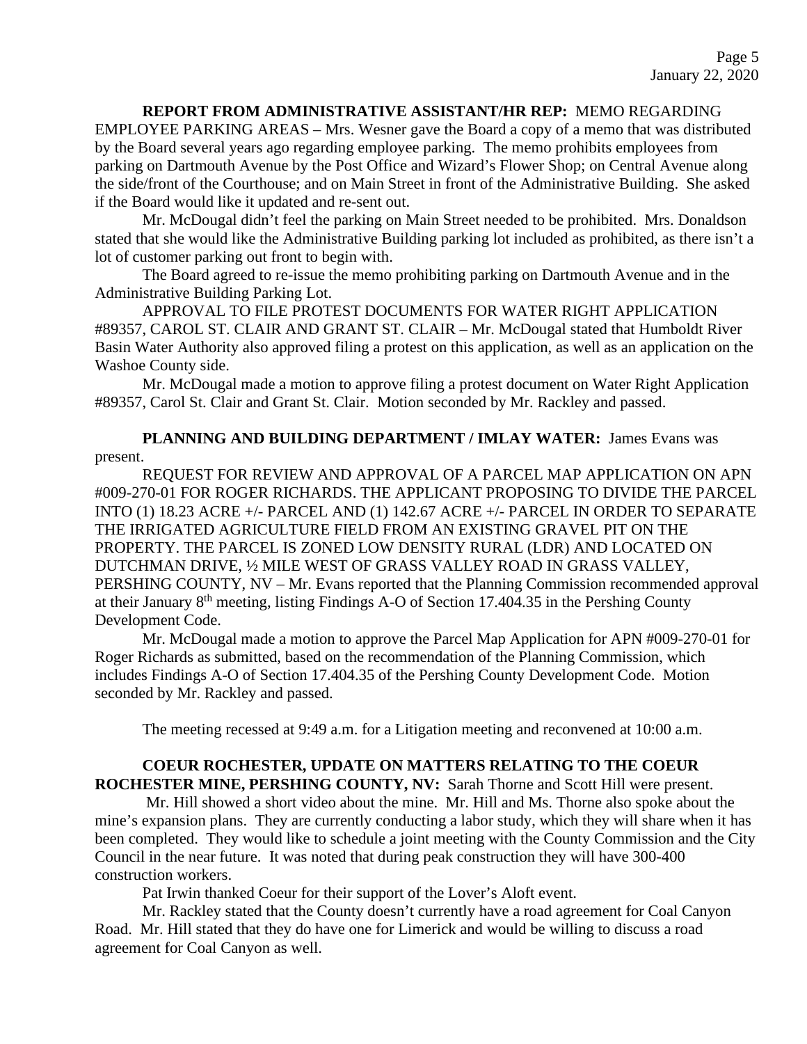**REPORT FROM ADMINISTRATIVE ASSISTANT/HR REP:** MEMO REGARDING EMPLOYEE PARKING AREAS – Mrs. Wesner gave the Board a copy of a memo that was distributed by the Board several years ago regarding employee parking. The memo prohibits employees from parking on Dartmouth Avenue by the Post Office and Wizard's Flower Shop; on Central Avenue along the side/front of the Courthouse; and on Main Street in front of the Administrative Building. She asked if the Board would like it updated and re-sent out.

Mr. McDougal didn't feel the parking on Main Street needed to be prohibited. Mrs. Donaldson stated that she would like the Administrative Building parking lot included as prohibited, as there isn't a lot of customer parking out front to begin with.

The Board agreed to re-issue the memo prohibiting parking on Dartmouth Avenue and in the Administrative Building Parking Lot.

APPROVAL TO FILE PROTEST DOCUMENTS FOR WATER RIGHT APPLICATION #89357, CAROL ST. CLAIR AND GRANT ST. CLAIR – Mr. McDougal stated that Humboldt River Basin Water Authority also approved filing a protest on this application, as well as an application on the Washoe County side.

Mr. McDougal made a motion to approve filing a protest document on Water Right Application #89357, Carol St. Clair and Grant St. Clair. Motion seconded by Mr. Rackley and passed.

**PLANNING AND BUILDING DEPARTMENT / IMLAY WATER:** James Evans was present.

REQUEST FOR REVIEW AND APPROVAL OF A PARCEL MAP APPLICATION ON APN #009-270-01 FOR ROGER RICHARDS. THE APPLICANT PROPOSING TO DIVIDE THE PARCEL INTO (1) 18.23 ACRE +/- PARCEL AND (1) 142.67 ACRE +/- PARCEL IN ORDER TO SEPARATE THE IRRIGATED AGRICULTURE FIELD FROM AN EXISTING GRAVEL PIT ON THE PROPERTY. THE PARCEL IS ZONED LOW DENSITY RURAL (LDR) AND LOCATED ON DUTCHMAN DRIVE, ½ MILE WEST OF GRASS VALLEY ROAD IN GRASS VALLEY, PERSHING COUNTY, NV – Mr. Evans reported that the Planning Commission recommended approval at their January 8th meeting, listing Findings A-O of Section 17.404.35 in the Pershing County Development Code.

Mr. McDougal made a motion to approve the Parcel Map Application for APN #009-270-01 for Roger Richards as submitted, based on the recommendation of the Planning Commission, which includes Findings A-O of Section 17.404.35 of the Pershing County Development Code. Motion seconded by Mr. Rackley and passed.

The meeting recessed at 9:49 a.m. for a Litigation meeting and reconvened at 10:00 a.m.

**COEUR ROCHESTER, UPDATE ON MATTERS RELATING TO THE COEUR ROCHESTER MINE, PERSHING COUNTY, NV:** Sarah Thorne and Scott Hill were present.

Mr. Hill showed a short video about the mine. Mr. Hill and Ms. Thorne also spoke about the mine's expansion plans. They are currently conducting a labor study, which they will share when it has been completed. They would like to schedule a joint meeting with the County Commission and the City Council in the near future. It was noted that during peak construction they will have 300-400 construction workers.

Pat Irwin thanked Coeur for their support of the Lover's Aloft event.

Mr. Rackley stated that the County doesn't currently have a road agreement for Coal Canyon Road. Mr. Hill stated that they do have one for Limerick and would be willing to discuss a road agreement for Coal Canyon as well.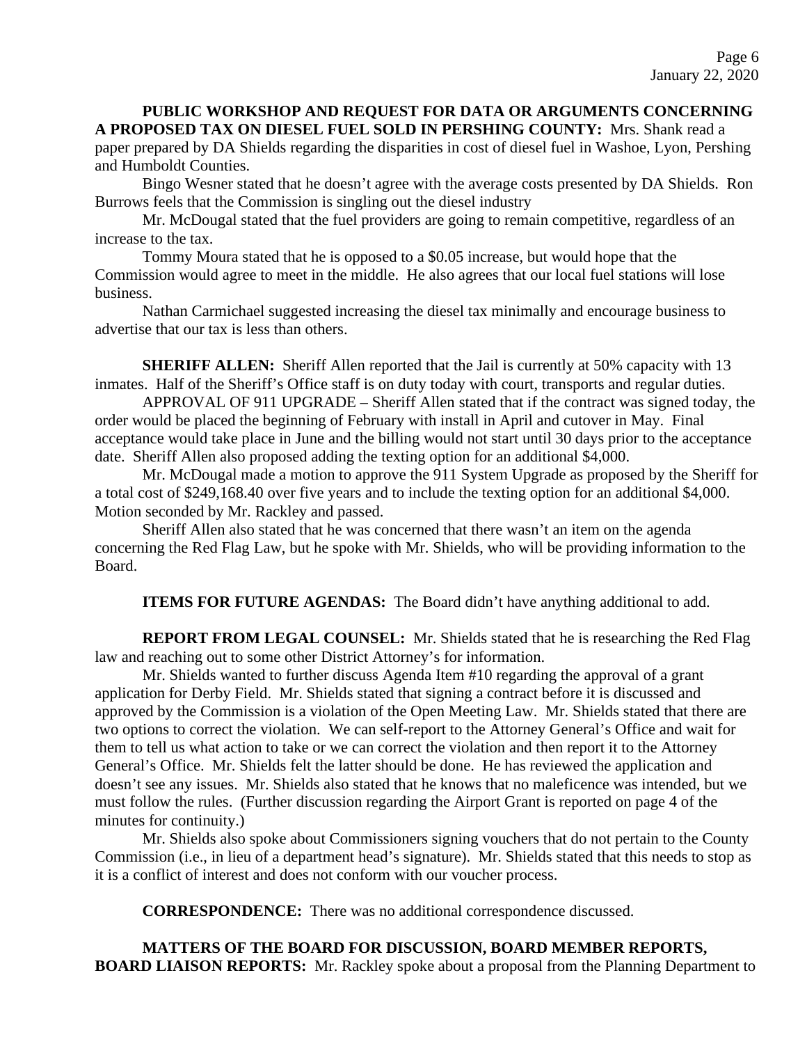**PUBLIC WORKSHOP AND REQUEST FOR DATA OR ARGUMENTS CONCERNING A PROPOSED TAX ON DIESEL FUEL SOLD IN PERSHING COUNTY:** Mrs. Shank read a paper prepared by DA Shields regarding the disparities in cost of diesel fuel in Washoe, Lyon, Pershing and Humboldt Counties.

Bingo Wesner stated that he doesn't agree with the average costs presented by DA Shields. Ron Burrows feels that the Commission is singling out the diesel industry

Mr. McDougal stated that the fuel providers are going to remain competitive, regardless of an increase to the tax.

Tommy Moura stated that he is opposed to a $0.05 increase, but would hope that the Commission would agree to meet in the middle. He also agrees that our local fuel stations will lose business.

Nathan Carmichael suggested increasing the diesel tax minimally and encourage business to advertise that our tax is less than others.

**SHERIFF ALLEN:** Sheriff Allen reported that the Jail is currently at 50% capacity with 13 inmates. Half of the Sheriff's Office staff is on duty today with court, transports and regular duties.

APPROVAL OF 911 UPGRADE – Sheriff Allen stated that if the contract was signed today, the order would be placed the beginning of February with install in April and cutover in May. Final acceptance would take place in June and the billing would not start until 30 days prior to the acceptance date. Sheriff Allen also proposed adding the texting option for an additional $4,000.

Mr. McDougal made a motion to approve the 911 System Upgrade as proposed by the Sheriff for a total cost of $249,168.40 over five years and to include the texting option for an additional $4,000. Motion seconded by Mr. Rackley and passed.

Sheriff Allen also stated that he was concerned that there wasn't an item on the agenda concerning the Red Flag Law, but he spoke with Mr. Shields, who will be providing information to the Board.

**ITEMS FOR FUTURE AGENDAS:** The Board didn't have anything additional to add.

**REPORT FROM LEGAL COUNSEL:** Mr. Shields stated that he is researching the Red Flag law and reaching out to some other District Attorney's for information.

Mr. Shields wanted to further discuss Agenda Item #10 regarding the approval of a grant application for Derby Field. Mr. Shields stated that signing a contract before it is discussed and approved by the Commission is a violation of the Open Meeting Law. Mr. Shields stated that there are two options to correct the violation. We can self-report to the Attorney General's Office and wait for them to tell us what action to take or we can correct the violation and then report it to the Attorney General's Office. Mr. Shields felt the latter should be done. He has reviewed the application and doesn't see any issues. Mr. Shields also stated that he knows that no maleficence was intended, but we must follow the rules. (Further discussion regarding the Airport Grant is reported on page 4 of the minutes for continuity.)

Mr. Shields also spoke about Commissioners signing vouchers that do not pertain to the County Commission (i.e., in lieu of a department head's signature). Mr. Shields stated that this needs to stop as it is a conflict of interest and does not conform with our voucher process.

**CORRESPONDENCE:** There was no additional correspondence discussed.

**MATTERS OF THE BOARD FOR DISCUSSION, BOARD MEMBER REPORTS, BOARD LIAISON REPORTS:** Mr. Rackley spoke about a proposal from the Planning Department to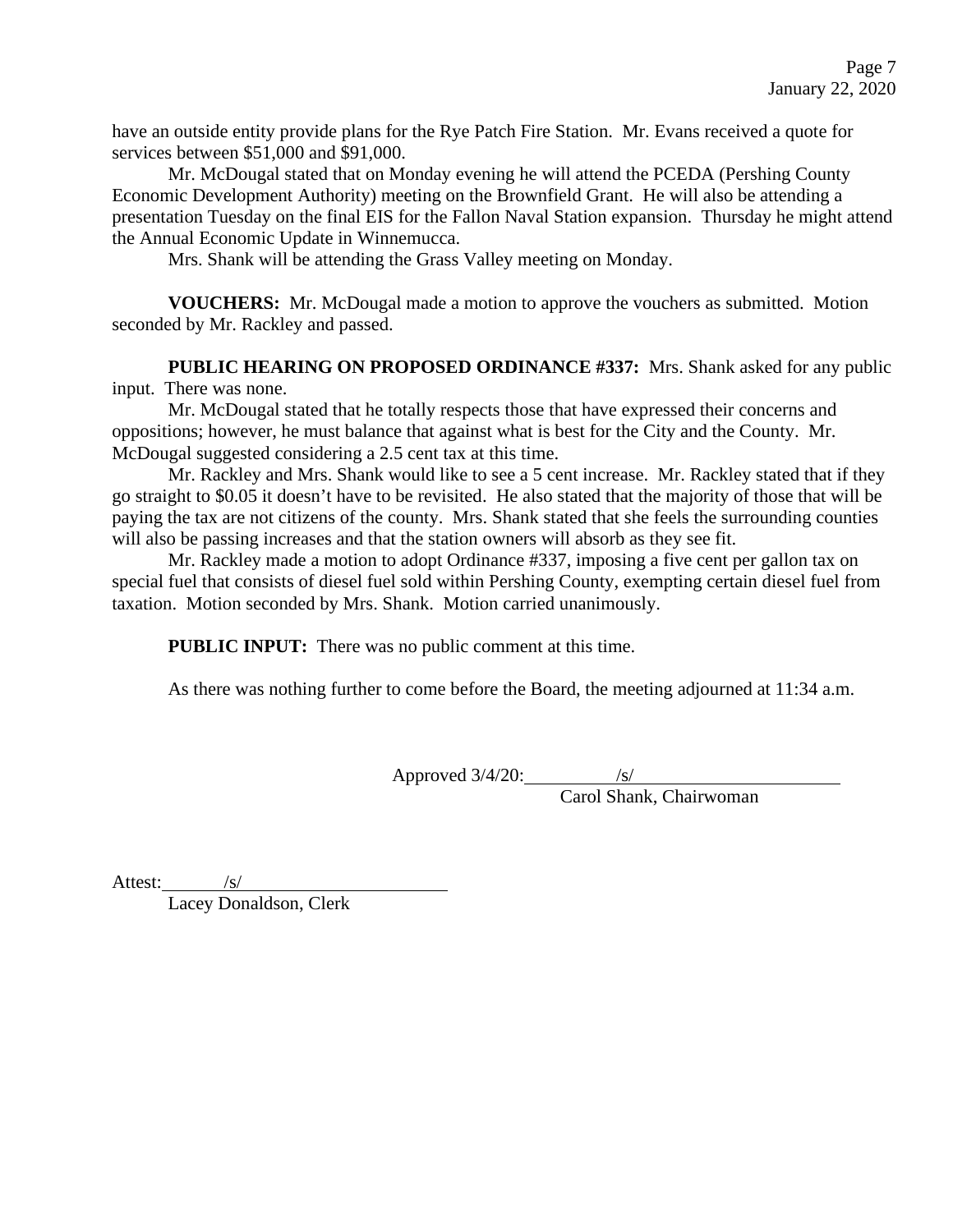have an outside entity provide plans for the Rye Patch Fire Station. Mr. Evans received a quote for services between $51,000 and $91,000.

Mr. McDougal stated that on Monday evening he will attend the PCEDA (Pershing County Economic Development Authority) meeting on the Brownfield Grant. He will also be attending a presentation Tuesday on the final EIS for the Fallon Naval Station expansion. Thursday he might attend the Annual Economic Update in Winnemucca.

Mrs. Shank will be attending the Grass Valley meeting on Monday.

**VOUCHERS:** Mr. McDougal made a motion to approve the vouchers as submitted. Motion seconded by Mr. Rackley and passed.

**PUBLIC HEARING ON PROPOSED ORDINANCE #337:** Mrs. Shank asked for any public input. There was none.

Mr. McDougal stated that he totally respects those that have expressed their concerns and oppositions; however, he must balance that against what is best for the City and the County. Mr. McDougal suggested considering a 2.5 cent tax at this time.

Mr. Rackley and Mrs. Shank would like to see a 5 cent increase. Mr. Rackley stated that if they go straight to $0.05 it doesn't have to be revisited. He also stated that the majority of those that will be paying the tax are not citizens of the county. Mrs. Shank stated that she feels the surrounding counties will also be passing increases and that the station owners will absorb as they see fit.

Mr. Rackley made a motion to adopt Ordinance #337, imposing a five cent per gallon tax on special fuel that consists of diesel fuel sold within Pershing County, exempting certain diesel fuel from taxation. Motion seconded by Mrs. Shank. Motion carried unanimously.

**PUBLIC INPUT:** There was no public comment at this time.

As there was nothing further to come before the Board, the meeting adjourned at 11:34 a.m.

Approved 3/4/20: /s/
Carol Shank, Chairwoman

Attest: /s/
Lacey Donaldson, Clerk